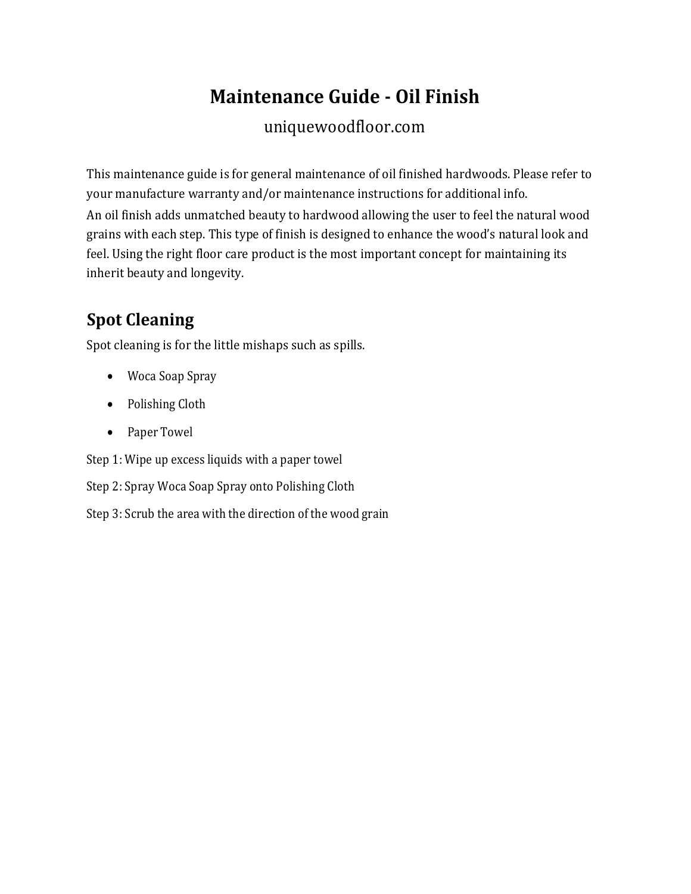# Maintenance Guide - Oil Finish

uniquewoodfloor.com

This maintenance guide is for general maintenance of oil finished hardwoods. Please refer to your manufacture warranty and/or maintenance instructions for additional info.

An oil finish adds unmatched beauty to hardwood allowing the user to feel the natural wood grains with each step. This type of finish is designed to enhance the wood's natural look and feel. Using the right floor care product is the most important concept for maintaining its inherit beauty and longevity.

## Spot Cleaning

Spot cleaning is for the little mishaps such as spills.

- Woca Soap Spray
- Polishing Cloth
- Paper Towel

Step 1: Wipe up excess liquids with a paper towel

Step 2: Spray Woca Soap Spray onto Polishing Cloth

Step 3: Scrub the area with the direction of the wood grain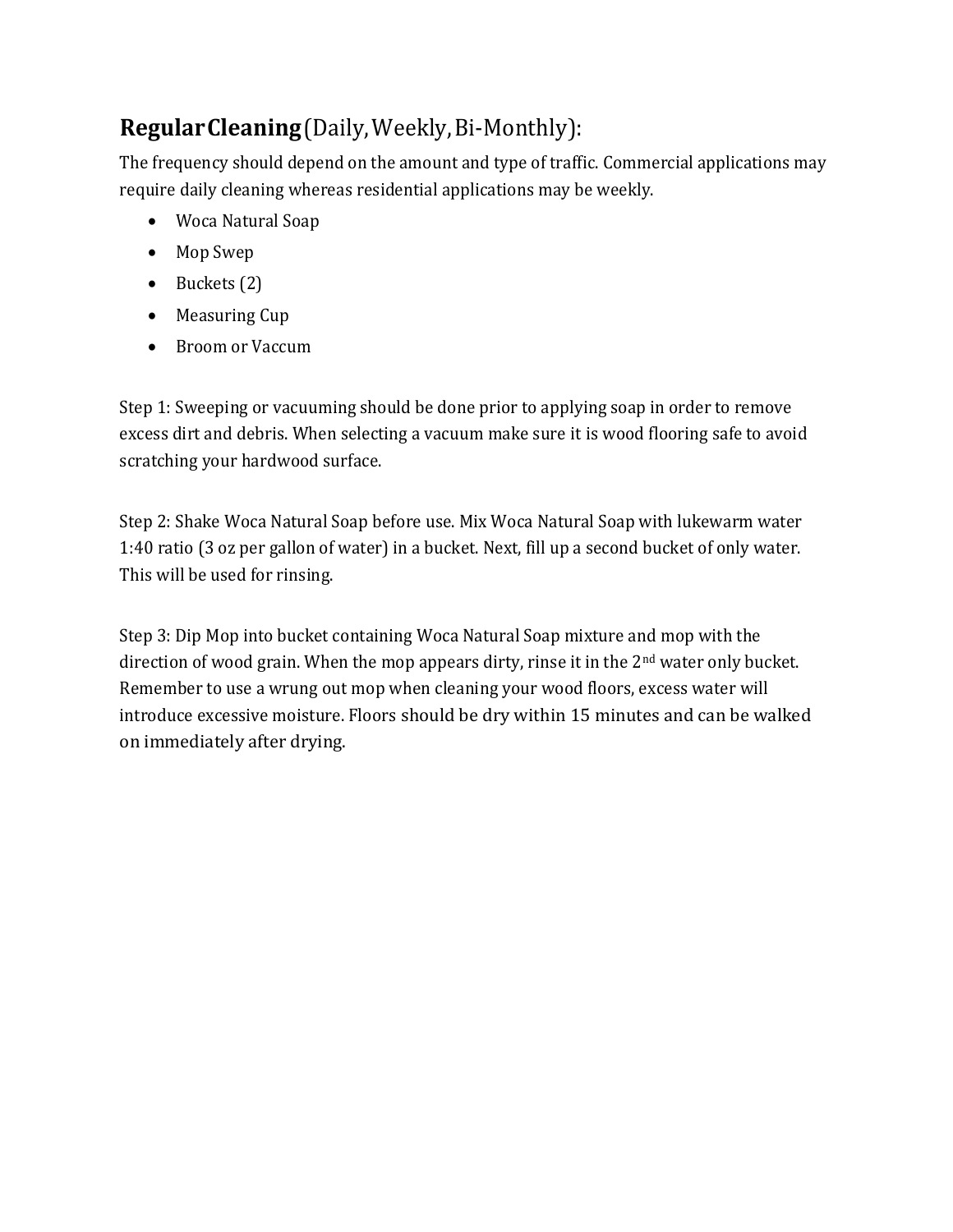**Regular Cleaning** (Daily, Weekly, Bi-Monthly):

The frequency should depend on the amount and type of traffic. Commercial applications may require daily cleaning whereas residential applications may be weekly.

- Woca Natural Soap
- Mop Swep
- Buckets (2)
- Measuring Cup
- Broom or Vaccum

Step 1: Sweeping or vacuuming should be done prior to applying soap in order to remove excess dirt and debris. When selecting a vacuum make sure it is wood flooring safe to avoid scratching your hardwood surface.

Step 2: Shake Woca Natural Soap before use. Mix Woca Natural Soap with lukewarm water 1:40 ratio (3 oz per gallon of water) in a bucket. Next, fill up a second bucket of only water. This will be used for rinsing.

Step 3: Dip Mop into bucket containing Woca Natural Soap mixture and mop with the direction of wood grain. When the mop appears dirty, rinse it in the 2nd water only bucket. Remember to use a wrung out mop when cleaning your wood floors, excess water will introduce excessive moisture. Floors should be dry within 15 minutes and can be walked on immediately after drying.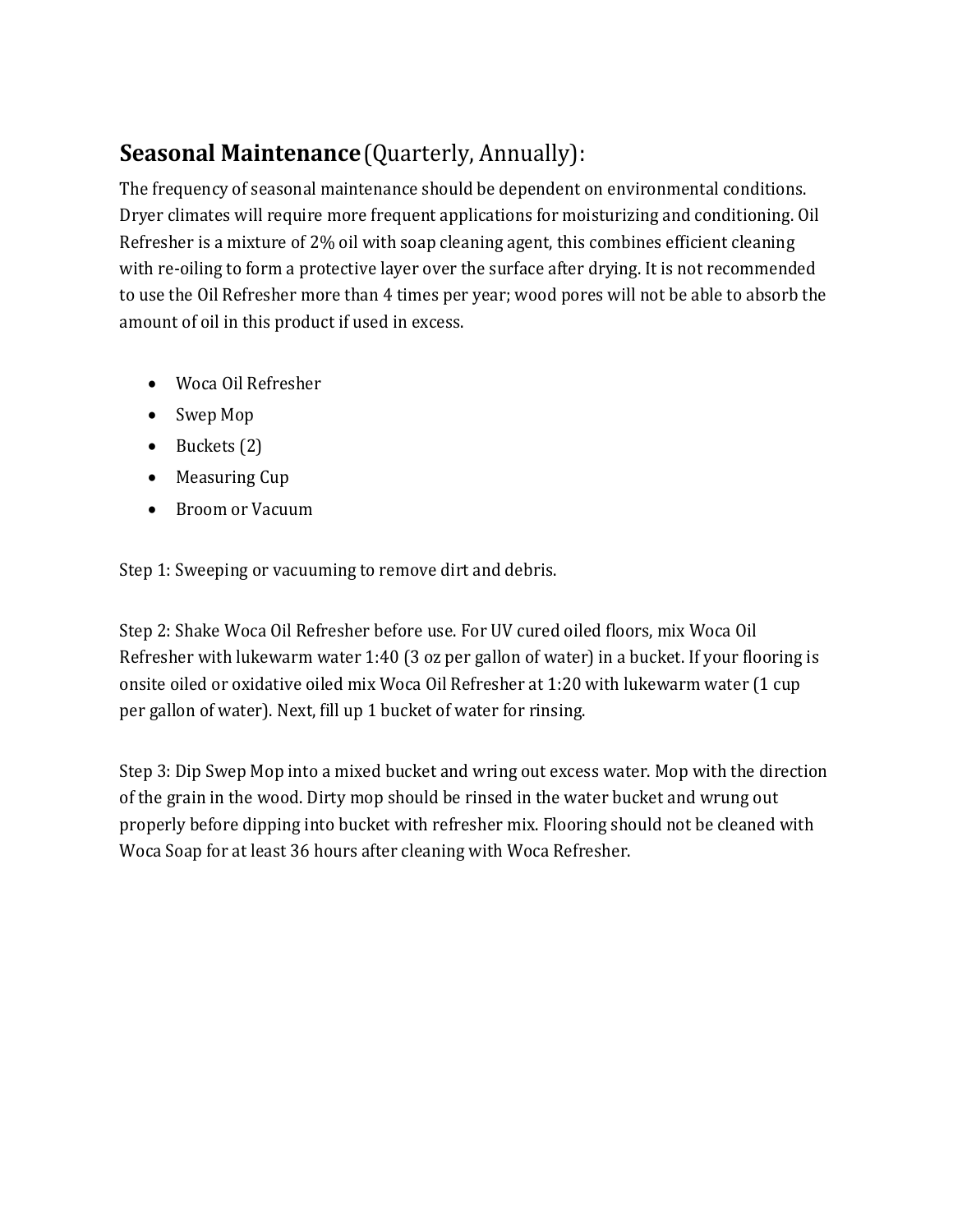## **Seasonal Maintenance** (Quarterly, Annually):

The frequency of seasonal maintenance should be dependent on environmental conditions. Dryer climates will require more frequent applications for moisturizing and conditioning. Oil Refresher is a mixture of 2% oil with soap cleaning agent, this combines efficient cleaning with re-oiling to form a protective layer over the surface after drying. It is not recommended to use the Oil Refresher more than 4 times per year; wood pores will not be able to absorb the amount of oil in this product if used in excess.

- Woca Oil Refresher
- Swep Mop
- Buckets (2)
- Measuring Cup
- Broom or Vacuum

Step 1: Sweeping or vacuuming to remove dirt and debris.

Step 2: Shake Woca Oil Refresher before use. For UV cured oiled floors, mix Woca Oil Refresher with lukewarm water 1:40 (3 oz per gallon of water) in a bucket. If your flooring is onsite oiled or oxidative oiled mix Woca Oil Refresher at 1:20 with lukewarm water (1 cup per gallon of water). Next, fill up 1 bucket of water for rinsing.

Step 3: Dip Swep Mop into a mixed bucket and wring out excess water. Mop with the direction of the grain in the wood. Dirty mop should be rinsed in the water bucket and wrung out properly before dipping into bucket with refresher mix. Flooring should not be cleaned with Woca Soap for at least 36 hours after cleaning with Woca Refresher.